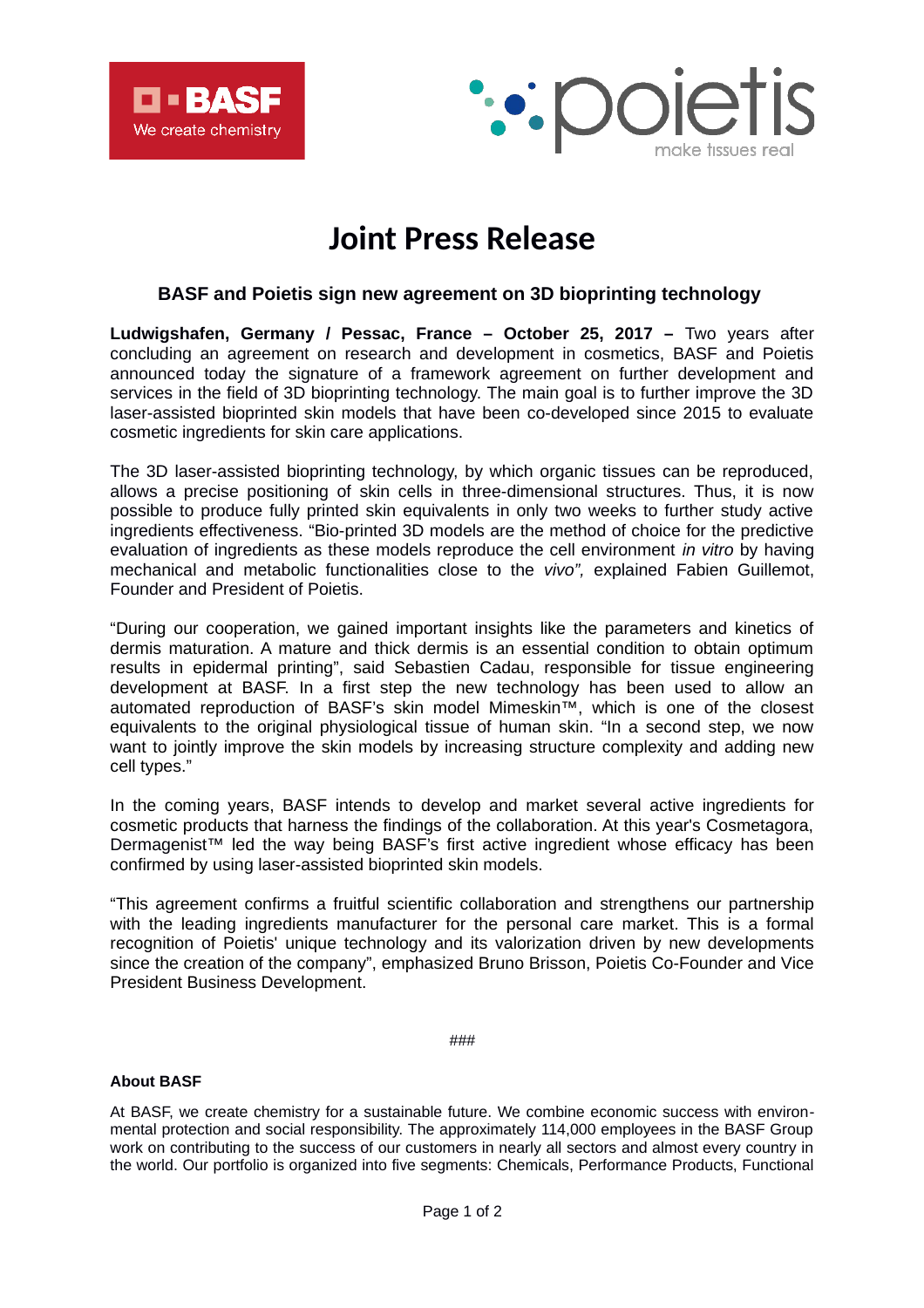# Joint Press Release

## BASF and Poietis sign new agreement on 3D bioprinting technology

**Ludwigshafen, Germany / Pessac, France – October 25, 2017 –** Two years after concluding an agreement on research and development in cosmetics, BASF and Poietis announced today the signature of a framework agreement on further development and services in the field of 3D bioprinting technology. The main goal is to further improve the 3D laser-assisted bioprinted skin models that have been co-developed since 2015 to evaluate cosmetic ingredients for skin care applications.

The 3D laser-assisted bioprinting technology, by which organic tissues can be reproduced, allows a precise positioning of skin cells in three-dimensional structures. Thus, it is now possible to produce fully printed skin equivalents in only two weeks to further study active ingredients effectiveness. "Bio-printed 3D models are the method of choice for the predictive evaluation of ingredients as these models reproduce the cell environment *in vitro* by having mechanical and metabolic functionalities close to the *vivo",* explained Fabien Guillemot, Founder and President of Poietis.

"During our cooperation, we gained important insights like the parameters and kinetics of dermis maturation. A mature and thick dermis is an essential condition to obtain optimum results in epidermal printing", said Sebastien Cadau, responsible for tissue engineering development at BASF. In a first step the new technology has been used to allow an automated reproduction of BASF's skin model Mimeskin™, which is one of the closest equivalents to the original physiological tissue of human skin. "In a second step, we now want to jointly improve the skin models by increasing structure complexity and adding new cell types."

In the coming years, BASF intends to develop and market several active ingredients for cosmetic products that harness the findings of the collaboration. At this year's Cosmetagora, Dermagenist™ led the way being BASF's first active ingredient whose efficacy has been confirmed by using laser-assisted bioprinted skin models.

"This agreement confirms a fruitful scientific collaboration and strengthens our partnership with the leading ingredients manufacturer for the personal care market. This is a formal recognition of Poietis' unique technology and its valorization driven by new developments since the creation of the company", emphasized Bruno Brisson, Poietis Co-Founder and Vice President Business Development.

###

**About BASF**

At BASF, we create chemistry for a sustainable future. We combine economic success with environmental protection and social responsibility. The approximately 114,000 employees in the BASF Group work on contributing to the success of our customers in nearly all sectors and almost every country in the world. Our portfolio is organized into five segments: Chemicals, Performance Products, Functional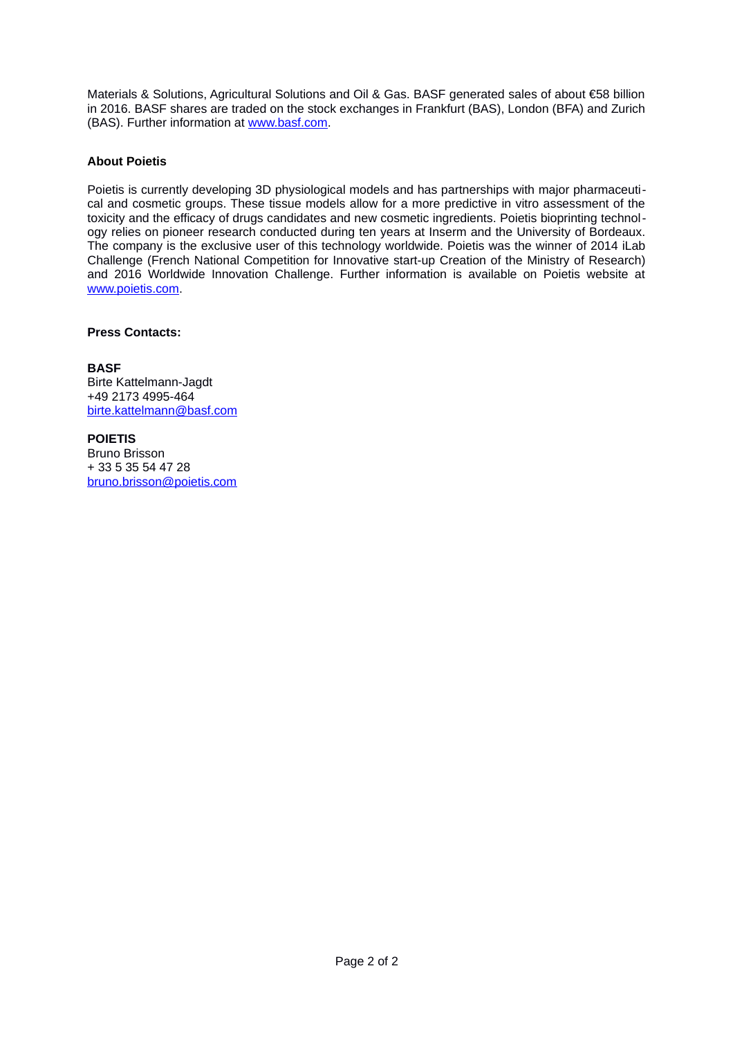Materials & Solutions, Agricultural Solutions and Oil & Gas. BASF generated sales of about €58 billion in 2016. BASF shares are traded on the stock exchanges in Frankfurt (BAS), London (BFA) and Zurich (BAS). Further information at www.basf.com.

**About Poietis**

Poietis is currently developing 3D physiological models and has partnerships with major pharmaceutical and cosmetic groups. These tissue models allow for a more predictive in vitro assessment of the toxicity and the efficacy of drugs candidates and new cosmetic ingredients. Poietis bioprinting technology relies on pioneer research conducted during ten years at Inserm and the University of Bordeaux. The company is the exclusive user of this technology worldwide. Poietis was the winner of 2014 iLab Challenge (French National Competition for Innovative start-up Creation of the Ministry of Research) and 2016 Worldwide Innovation Challenge. Further information is available on Poietis website at www.poietis.com.

**Press Contacts:**

**BASF**
Birte Kattelmann-Jagdt
+49 2173 4995-464
birte.kattelmann@basf.com

**POIETIS**
Bruno Brisson
+ 33 5 35 54 47 28
bruno.brisson@poietis.com